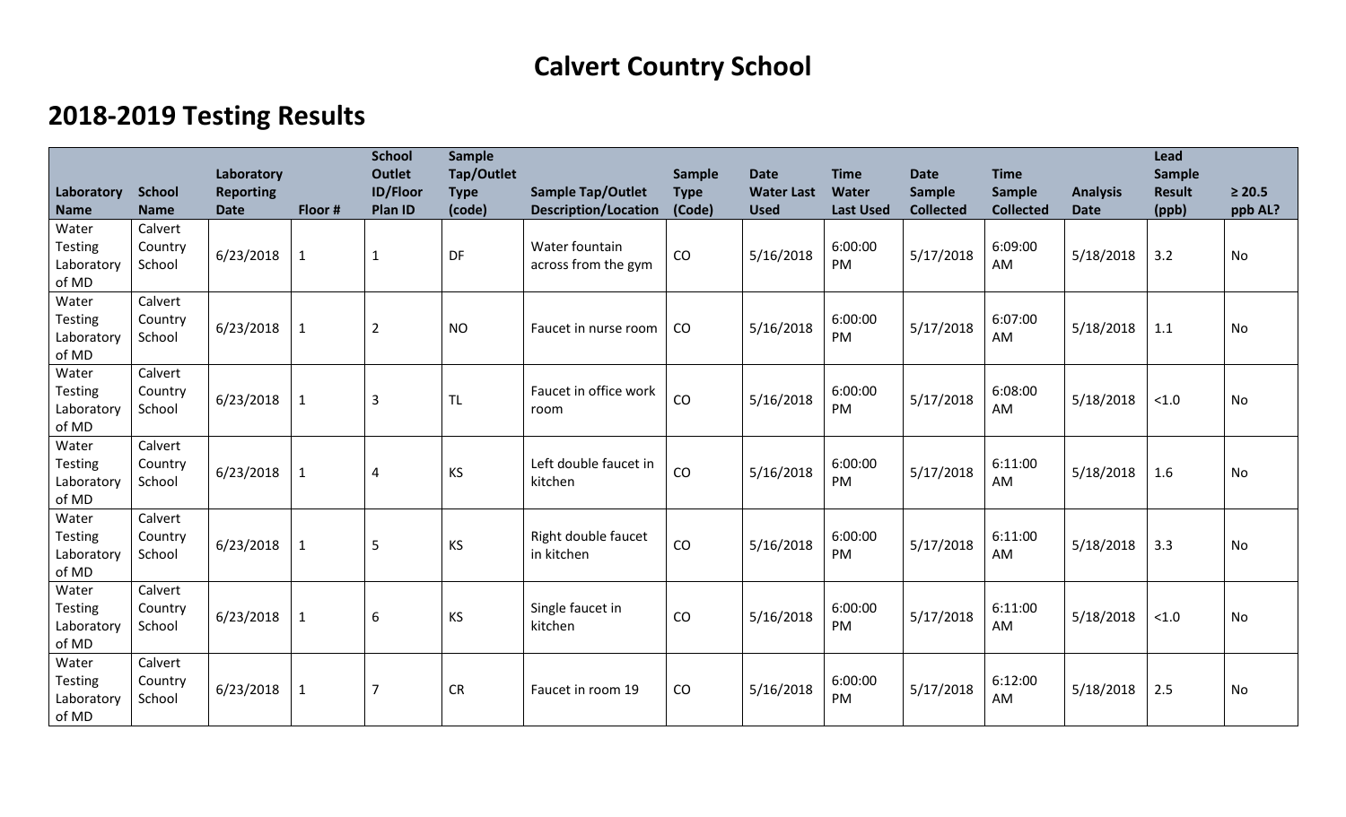# Calvert Country School

## 2018-2019 Testing Results

| Laboratory Name | School Name | Laboratory Reporting Date | Floor # | School Outlet ID/Floor Plan ID | Sample Tap/Outlet Type (code) | Sample Tap/Outlet Description/Location | Sample Type (Code) | Date Water Last Used | Time Water Last Used | Date Sample Collected | Time Sample Collected | Analysis Date | Lead Sample Result (ppb) | ≥ 20.5 ppb AL? |
|---|---|---|---|---|---|---|---|---|---|---|---|---|---|---|
| Water Testing Laboratory of MD | Calvert Country School | 6/23/2018 | 1 | 1 | DF | Water fountain across from the gym | CO | 5/16/2018 | 6:00:00 PM | 5/17/2018 | 6:09:00 AM | 5/18/2018 | 3.2 | No |
| Water Testing Laboratory of MD | Calvert Country School | 6/23/2018 | 1 | 2 | NO | Faucet in nurse room | CO | 5/16/2018 | 6:00:00 PM | 5/17/2018 | 6:07:00 AM | 5/18/2018 | 1.1 | No |
| Water Testing Laboratory of MD | Calvert Country School | 6/23/2018 | 1 | 3 | TL | Faucet in office work room | CO | 5/16/2018 | 6:00:00 PM | 5/17/2018 | 6:08:00 AM | 5/18/2018 | <1.0 | No |
| Water Testing Laboratory of MD | Calvert Country School | 6/23/2018 | 1 | 4 | KS | Left double faucet in kitchen | CO | 5/16/2018 | 6:00:00 PM | 5/17/2018 | 6:11:00 AM | 5/18/2018 | 1.6 | No |
| Water Testing Laboratory of MD | Calvert Country School | 6/23/2018 | 1 | 5 | KS | Right double faucet in kitchen | CO | 5/16/2018 | 6:00:00 PM | 5/17/2018 | 6:11:00 AM | 5/18/2018 | 3.3 | No |
| Water Testing Laboratory of MD | Calvert Country School | 6/23/2018 | 1 | 6 | KS | Single faucet in kitchen | CO | 5/16/2018 | 6:00:00 PM | 5/17/2018 | 6:11:00 AM | 5/18/2018 | <1.0 | No |
| Water Testing Laboratory of MD | Calvert Country School | 6/23/2018 | 1 | 7 | CR | Faucet in room 19 | CO | 5/16/2018 | 6:00:00 PM | 5/17/2018 | 6:12:00 AM | 5/18/2018 | 2.5 | No |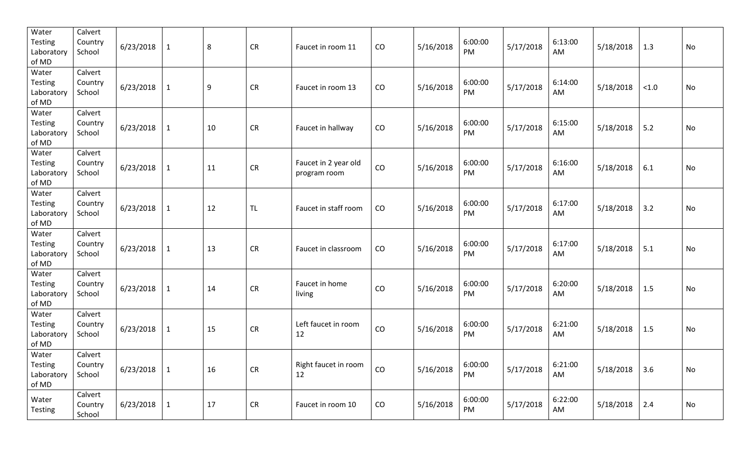| | | | | | | | | | | | | | | |
|---|---|---|---|---|---|---|---|---|---|---|---|---|---|---|
| Water Testing Laboratory of MD | Calvert Country School | 6/23/2018 | 1 | 8 | CR | Faucet in room 11 | CO | 5/16/2018 | 6:00:00 PM | 5/17/2018 | 6:13:00 AM | 5/18/2018 | 1.3 | No |
| Water Testing Laboratory of MD | Calvert Country School | 6/23/2018 | 1 | 9 | CR | Faucet in room 13 | CO | 5/16/2018 | 6:00:00 PM | 5/17/2018 | 6:14:00 AM | 5/18/2018 | <1.0 | No |
| Water Testing Laboratory of MD | Calvert Country School | 6/23/2018 | 1 | 10 | CR | Faucet in hallway | CO | 5/16/2018 | 6:00:00 PM | 5/17/2018 | 6:15:00 AM | 5/18/2018 | 5.2 | No |
| Water Testing Laboratory of MD | Calvert Country School | 6/23/2018 | 1 | 11 | CR | Faucet in 2 year old program room | CO | 5/16/2018 | 6:00:00 PM | 5/17/2018 | 6:16:00 AM | 5/18/2018 | 6.1 | No |
| Water Testing Laboratory of MD | Calvert Country School | 6/23/2018 | 1 | 12 | TL | Faucet in staff room | CO | 5/16/2018 | 6:00:00 PM | 5/17/2018 | 6:17:00 AM | 5/18/2018 | 3.2 | No |
| Water Testing Laboratory of MD | Calvert Country School | 6/23/2018 | 1 | 13 | CR | Faucet in classroom | CO | 5/16/2018 | 6:00:00 PM | 5/17/2018 | 6:17:00 AM | 5/18/2018 | 5.1 | No |
| Water Testing Laboratory of MD | Calvert Country School | 6/23/2018 | 1 | 14 | CR | Faucet in home living | CO | 5/16/2018 | 6:00:00 PM | 5/17/2018 | 6:20:00 AM | 5/18/2018 | 1.5 | No |
| Water Testing Laboratory of MD | Calvert Country School | 6/23/2018 | 1 | 15 | CR | Left faucet in room 12 | CO | 5/16/2018 | 6:00:00 PM | 5/17/2018 | 6:21:00 AM | 5/18/2018 | 1.5 | No |
| Water Testing Laboratory of MD | Calvert Country School | 6/23/2018 | 1 | 16 | CR | Right faucet in room 12 | CO | 5/16/2018 | 6:00:00 PM | 5/17/2018 | 6:21:00 AM | 5/18/2018 | 3.6 | No |
| Water Testing | Calvert Country School | 6/23/2018 | 1 | 17 | CR | Faucet in room 10 | CO | 5/16/2018 | 6:00:00 PM | 5/17/2018 | 6:22:00 AM | 5/18/2018 | 2.4 | No |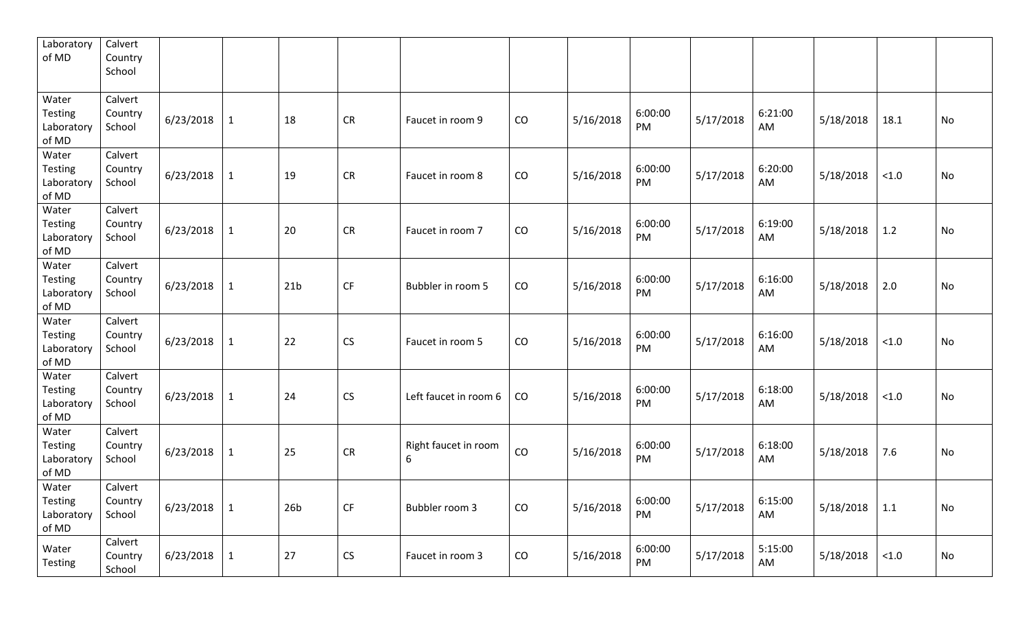| | | | | | | | | | | | | | | |
|---|---|---|---|---|---|---|---|---|---|---|---|---|---|---|
| Laboratory of MD | Calvert Country School | | | | | | | | | | | | | |
| Water Testing Laboratory of MD | Calvert Country School | 6/23/2018 | 1 | 18 | CR | Faucet in room 9 | CO | 5/16/2018 | 6:00:00 PM | 5/17/2018 | 6:21:00 AM | 5/18/2018 | 18.1 | No |
| Water Testing Laboratory of MD | Calvert Country School | 6/23/2018 | 1 | 19 | CR | Faucet in room 8 | CO | 5/16/2018 | 6:00:00 PM | 5/17/2018 | 6:20:00 AM | 5/18/2018 | <1.0 | No |
| Water Testing Laboratory of MD | Calvert Country School | 6/23/2018 | 1 | 20 | CR | Faucet in room 7 | CO | 5/16/2018 | 6:00:00 PM | 5/17/2018 | 6:19:00 AM | 5/18/2018 | 1.2 | No |
| Water Testing Laboratory of MD | Calvert Country School | 6/23/2018 | 1 | 21b | CF | Bubbler in room 5 | CO | 5/16/2018 | 6:00:00 PM | 5/17/2018 | 6:16:00 AM | 5/18/2018 | 2.0 | No |
| Water Testing Laboratory of MD | Calvert Country School | 6/23/2018 | 1 | 22 | CS | Faucet in room 5 | CO | 5/16/2018 | 6:00:00 PM | 5/17/2018 | 6:16:00 AM | 5/18/2018 | <1.0 | No |
| Water Testing Laboratory of MD | Calvert Country School | 6/23/2018 | 1 | 24 | CS | Left faucet in room 6 | CO | 5/16/2018 | 6:00:00 PM | 5/17/2018 | 6:18:00 AM | 5/18/2018 | <1.0 | No |
| Water Testing Laboratory of MD | Calvert Country School | 6/23/2018 | 1 | 25 | CR | Right faucet in room 6 | CO | 5/16/2018 | 6:00:00 PM | 5/17/2018 | 6:18:00 AM | 5/18/2018 | 7.6 | No |
| Water Testing Laboratory of MD | Calvert Country School | 6/23/2018 | 1 | 26b | CF | Bubbler room 3 | CO | 5/16/2018 | 6:00:00 PM | 5/17/2018 | 6:15:00 AM | 5/18/2018 | 1.1 | No |
| Water Testing | Calvert Country School | 6/23/2018 | 1 | 27 | CS | Faucet in room 3 | CO | 5/16/2018 | 6:00:00 PM | 5/17/2018 | 5:15:00 AM | 5/18/2018 | <1.0 | No |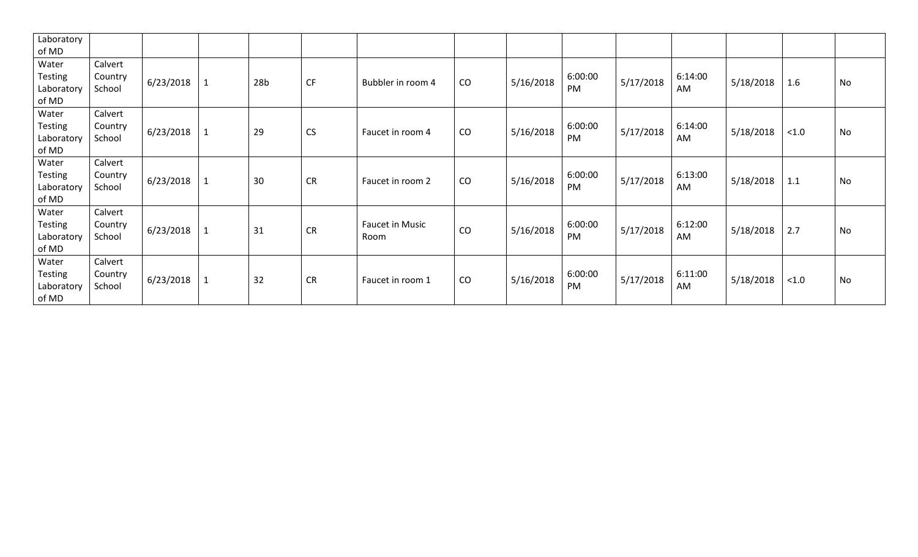| | | | | | | | | | | | | | | |
|---|---|---|---|---|---|---|---|---|---|---|---|---|---|---|
| Laboratory of MD | | | | | | | | | | | | | | |
| Water Testing Laboratory of MD | Calvert Country School | 6/23/2018 | 1 | 28b | CF | Bubbler in room 4 | CO | 5/16/2018 | 6:00:00 PM | 5/17/2018 | 6:14:00 AM | 5/18/2018 | 1.6 | No |
| Water Testing Laboratory of MD | Calvert Country School | 6/23/2018 | 1 | 29 | CS | Faucet in room 4 | CO | 5/16/2018 | 6:00:00 PM | 5/17/2018 | 6:14:00 AM | 5/18/2018 | <1.0 | No |
| Water Testing Laboratory of MD | Calvert Country School | 6/23/2018 | 1 | 30 | CR | Faucet in room 2 | CO | 5/16/2018 | 6:00:00 PM | 5/17/2018 | 6:13:00 AM | 5/18/2018 | 1.1 | No |
| Water Testing Laboratory of MD | Calvert Country School | 6/23/2018 | 1 | 31 | CR | Faucet in Music Room | CO | 5/16/2018 | 6:00:00 PM | 5/17/2018 | 6:12:00 AM | 5/18/2018 | 2.7 | No |
| Water Testing Laboratory of MD | Calvert Country School | 6/23/2018 | 1 | 32 | CR | Faucet in room 1 | CO | 5/16/2018 | 6:00:00 PM | 5/17/2018 | 6:11:00 AM | 5/18/2018 | <1.0 | No |